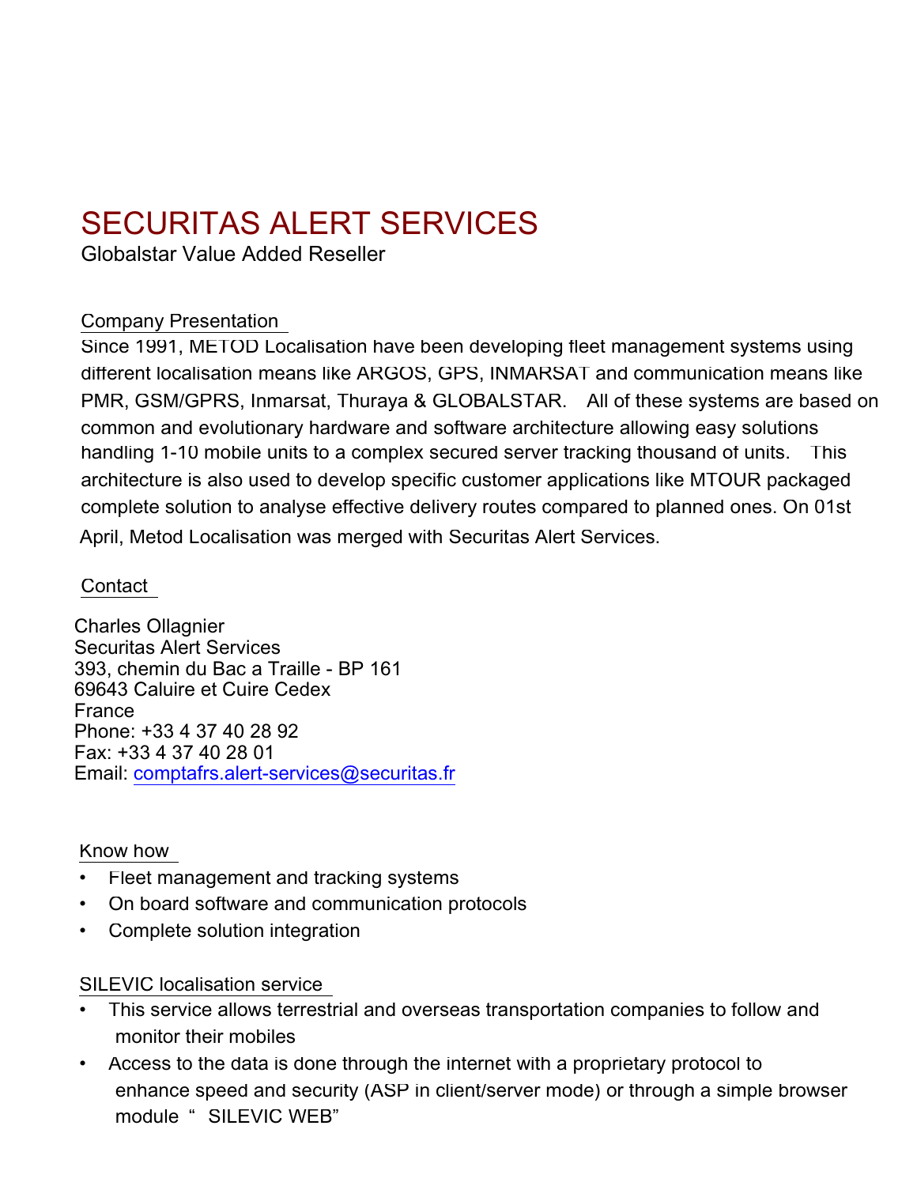# SECURITAS ALERT SERVICES

Globalstar Value Added Reseller

## Company Presentation

Since 1991, METOD Localisation have been developing fleet management systems using different localisation means like ARGOS, GPS, INMARSAT and communication means like PMR, GSM/GPRS, Inmarsat, Thuraya & GLOBALSTAR. All of these systems are based on common and evolutionary hardware and software architecture allowing easy solutions handling 1-10 mobile units to a complex secured server tracking thousand of units. This architecture is also used to develop specific customer applications like MTOUR packaged complete solution to analyse effective delivery routes compared to planned ones. On 01st April, Metod Localisation was merged with Securitas Alert Services.

## Contact

Charles Ollagnier
Securitas Alert Services
393, chemin du Bac a Traille - BP 161
69643 Caluire et Cuire Cedex
France
Phone: +33 4 37 40 28 92
Fax: +33 4 37 40 28 01
Email: comptafrs.alert-services@securitas.fr

## Know how

- Fleet management and tracking systems
- On board software and communication protocols
- Complete solution integration

## SILEVIC localisation service

- This service allows terrestrial and overseas transportation companies to follow and monitor their mobiles
- Access to the data is done through the internet with a proprietary protocol to enhance speed and security (ASP in client/server mode) or through a simple browser module " SILEVIC WEB"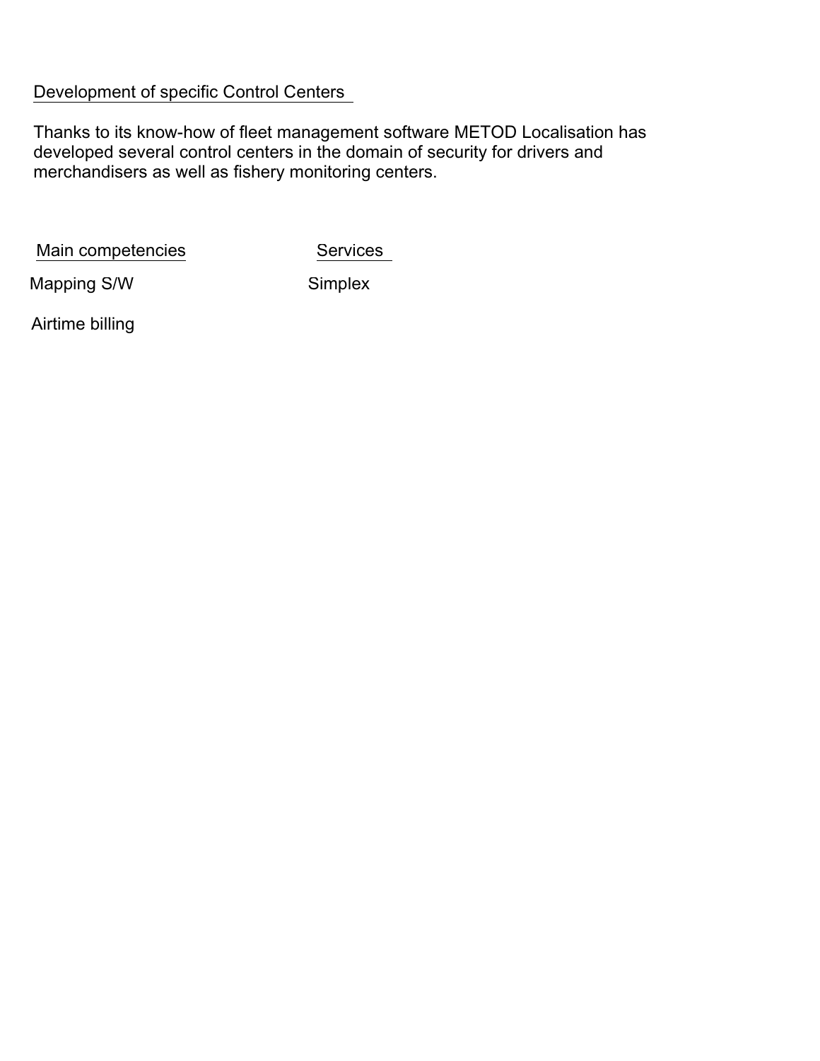## Development of specific Control Centers

Thanks to its know-how of fleet management software METOD Localisation has developed several control centers in the domain of security for drivers and merchandisers as well as fishery monitoring centers.

| Main competencies | Services |
| --- | --- |
| Mapping S/W | Simplex |
| Airtime billing | |